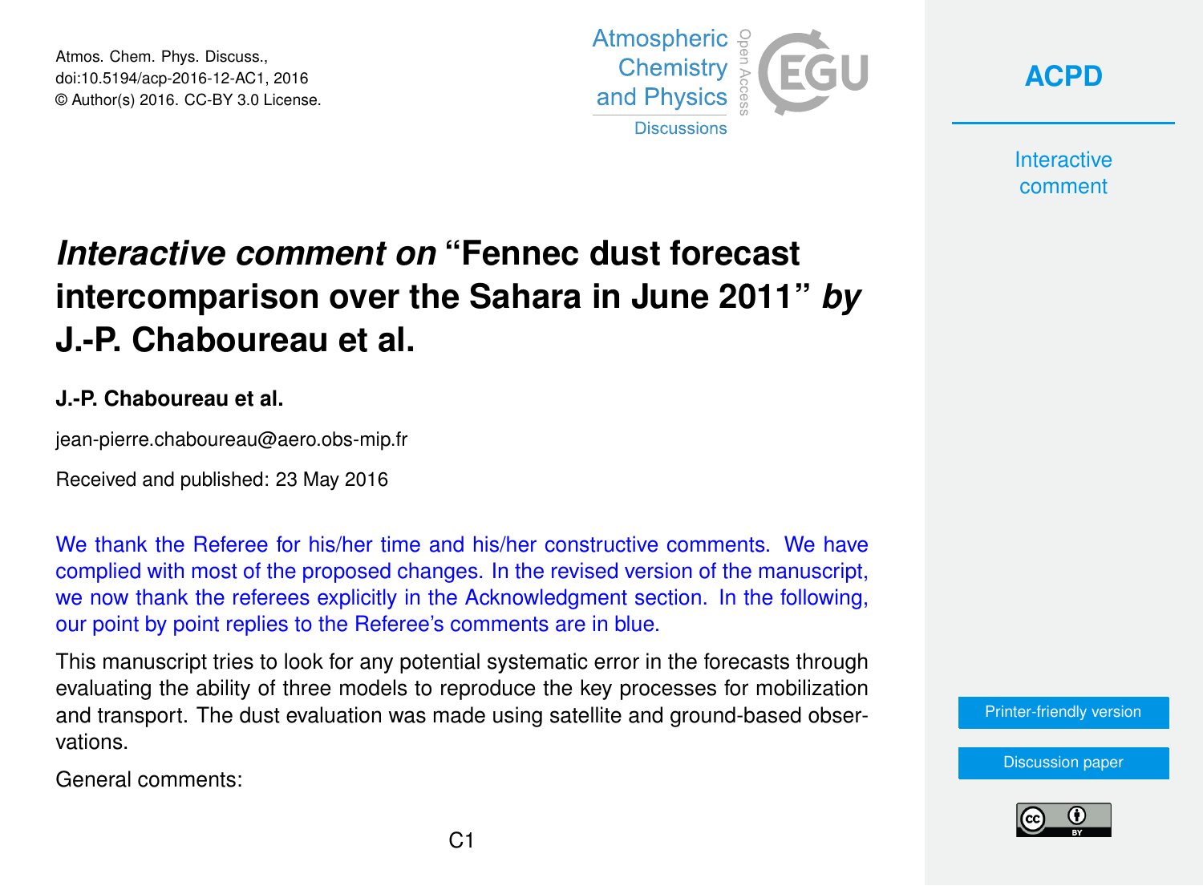Atmos. Chem. Phys. Discuss.,
doi:10.5194/acp-2016-12-AC1, 2016
© Author(s) 2016. CC-BY 3.0 License.

# *Interactive comment on* "Fennec dust forecast intercomparison over the Sahara in June 2011" *by* J.-P. Chaboureau et al.

**J.-P. Chaboureau et al.**

jean-pierre.chaboureau@aero.obs-mip.fr

Received and published: 23 May 2016

We thank the Referee for his/her time and his/her constructive comments. We have complied with most of the proposed changes. In the revised version of the manuscript, we now thank the referees explicitly in the Acknowledgment section. In the following, our point by point replies to the Referee's comments are in blue.

This manuscript tries to look for any potential systematic error in the forecasts through evaluating the ability of three models to reproduce the key processes for mobilization and transport. The dust evaluation was made using satellite and ground-based observations.

General comments: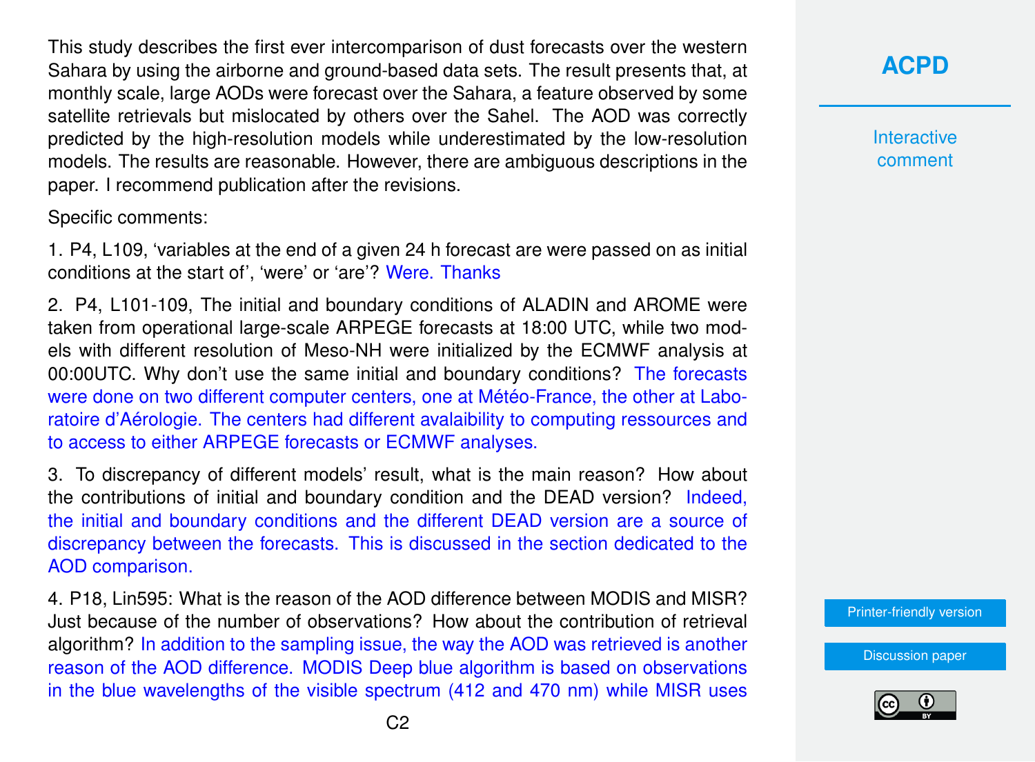This study describes the first ever intercomparison of dust forecasts over the western Sahara by using the airborne and ground-based data sets. The result presents that, at monthly scale, large AODs were forecast over the Sahara, a feature observed by some satellite retrievals but mislocated by others over the Sahel. The AOD was correctly predicted by the high-resolution models while underestimated by the low-resolution models. The results are reasonable. However, there are ambiguous descriptions in the paper. I recommend publication after the revisions.

Specific comments:

1. P4, L109, 'variables at the end of a given 24 h forecast are were passed on as initial conditions at the start of', 'were' or 'are'? Were. Thanks

2. P4, L101-109, The initial and boundary conditions of ALADIN and AROME were taken from operational large-scale ARPEGE forecasts at 18:00 UTC, while two models with different resolution of Meso-NH were initialized by the ECMWF analysis at 00:00UTC. Why don't use the same initial and boundary conditions? The forecasts were done on two different computer centers, one at Météo-France, the other at Laboratoire d'Aérologie. The centers had different avalaibility to computing ressources and to access to either ARPEGE forecasts or ECMWF analyses.

3. To discrepancy of different models' result, what is the main reason? How about the contributions of initial and boundary condition and the DEAD version? Indeed, the initial and boundary conditions and the different DEAD version are a source of discrepancy between the forecasts. This is discussed in the section dedicated to the AOD comparison.

4. P18, Lin595: What is the reason of the AOD difference between MODIS and MISR? Just because of the number of observations? How about the contribution of retrieval algorithm? In addition to the sampling issue, the way the AOD was retrieved is another reason of the AOD difference. MODIS Deep blue algorithm is based on observations in the blue wavelengths of the visible spectrum (412 and 470 nm) while MISR uses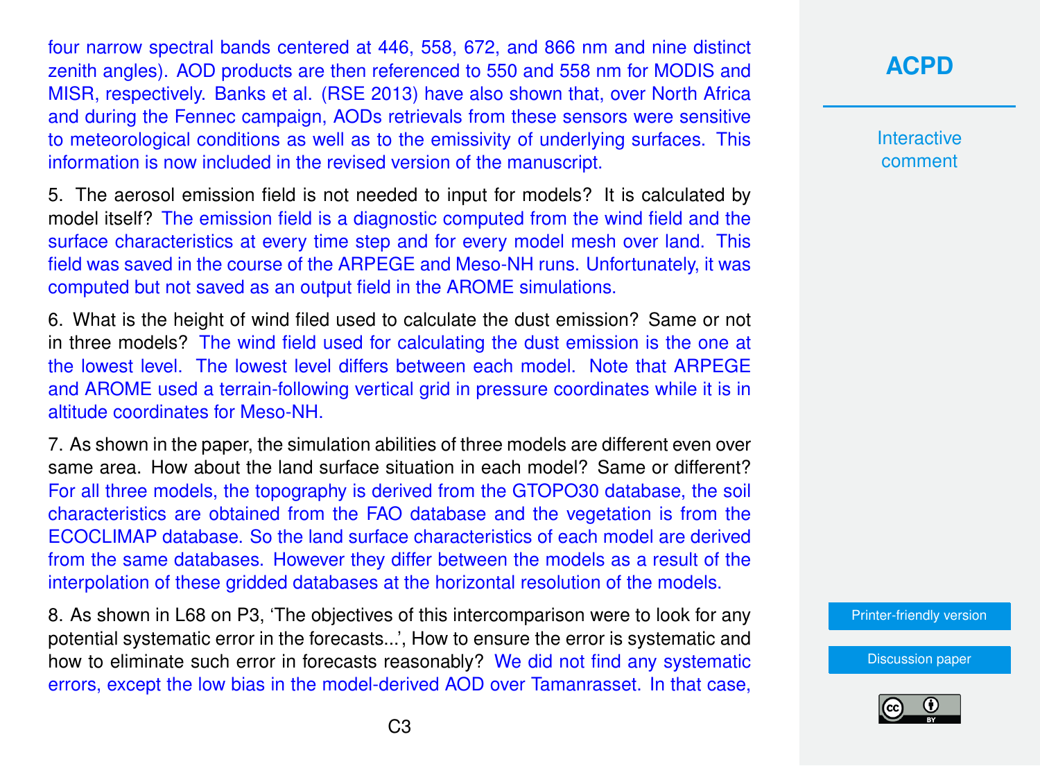four narrow spectral bands centered at 446, 558, 672, and 866 nm and nine distinct zenith angles). AOD products are then referenced to 550 and 558 nm for MODIS and MISR, respectively. Banks et al. (RSE 2013) have also shown that, over North Africa and during the Fennec campaign, AODs retrievals from these sensors were sensitive to meteorological conditions as well as to the emissivity of underlying surfaces. This information is now included in the revised version of the manuscript.

5. The aerosol emission field is not needed to input for models? It is calculated by model itself? The emission field is a diagnostic computed from the wind field and the surface characteristics at every time step and for every model mesh over land. This field was saved in the course of the ARPEGE and Meso-NH runs. Unfortunately, it was computed but not saved as an output field in the AROME simulations.

6. What is the height of wind filed used to calculate the dust emission? Same or not in three models? The wind field used for calculating the dust emission is the one at the lowest level. The lowest level differs between each model. Note that ARPEGE and AROME used a terrain-following vertical grid in pressure coordinates while it is in altitude coordinates for Meso-NH.

7. As shown in the paper, the simulation abilities of three models are different even over same area. How about the land surface situation in each model? Same or different? For all three models, the topography is derived from the GTOPO30 database, the soil characteristics are obtained from the FAO database and the vegetation is from the ECOCLIMAP database. So the land surface characteristics of each model are derived from the same databases. However they differ between the models as a result of the interpolation of these gridded databases at the horizontal resolution of the models.

8. As shown in L68 on P3, 'The objectives of this intercomparison were to look for any potential systematic error in the forecasts...', How to ensure the error is systematic and how to eliminate such error in forecasts reasonably? We did not find any systematic errors, except the low bias in the model-derived AOD over Tamanrasset. In that case,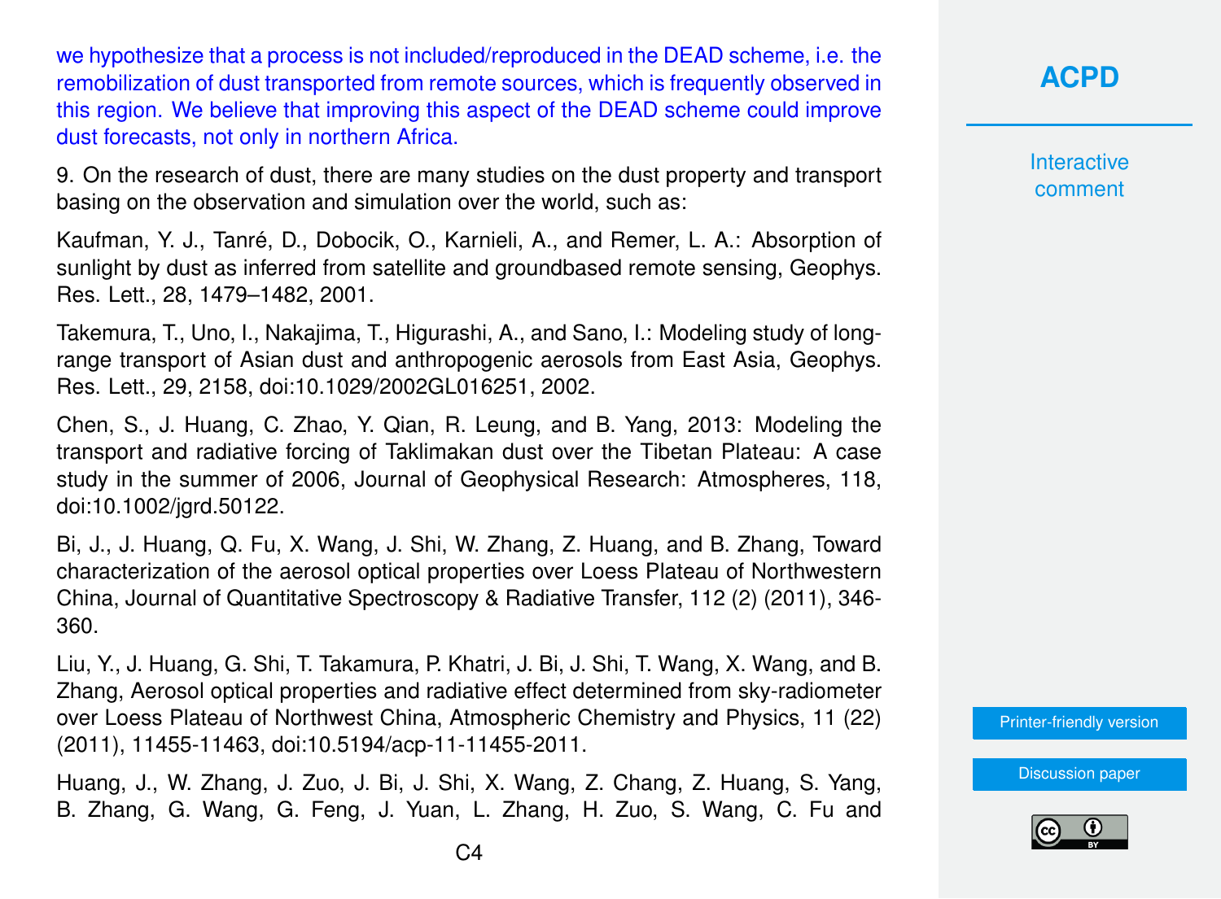we hypothesize that a process is not included/reproduced in the DEAD scheme, i.e. the remobilization of dust transported from remote sources, which is frequently observed in this region. We believe that improving this aspect of the DEAD scheme could improve dust forecasts, not only in northern Africa.

9. On the research of dust, there are many studies on the dust property and transport basing on the observation and simulation over the world, such as:

Kaufman, Y. J., Tanré, D., Dobocik, O., Karnieli, A., and Remer, L. A.: Absorption of sunlight by dust as inferred from satellite and groundbased remote sensing, Geophys. Res. Lett., 28, 1479–1482, 2001.

Takemura, T., Uno, I., Nakajima, T., Higurashi, A., and Sano, I.: Modeling study of long-range transport of Asian dust and anthropogenic aerosols from East Asia, Geophys. Res. Lett., 29, 2158, doi:10.1029/2002GL016251, 2002.

Chen, S., J. Huang, C. Zhao, Y. Qian, R. Leung, and B. Yang, 2013: Modeling the transport and radiative forcing of Taklimakan dust over the Tibetan Plateau: A case study in the summer of 2006, Journal of Geophysical Research: Atmospheres, 118, doi:10.1002/jgrd.50122.

Bi, J., J. Huang, Q. Fu, X. Wang, J. Shi, W. Zhang, Z. Huang, and B. Zhang, Toward characterization of the aerosol optical properties over Loess Plateau of Northwestern China, Journal of Quantitative Spectroscopy & Radiative Transfer, 112 (2) (2011), 346-360.

Liu, Y., J. Huang, G. Shi, T. Takamura, P. Khatri, J. Bi, J. Shi, T. Wang, X. Wang, and B. Zhang, Aerosol optical properties and radiative effect determined from sky-radiometer over Loess Plateau of Northwest China, Atmospheric Chemistry and Physics, 11 (22) (2011), 11455-11463, doi:10.5194/acp-11-11455-2011.

Huang, J., W. Zhang, J. Zuo, J. Bi, J. Shi, X. Wang, Z. Chang, Z. Huang, S. Yang, B. Zhang, G. Wang, G. Feng, J. Yuan, L. Zhang, H. Zuo, S. Wang, C. Fu and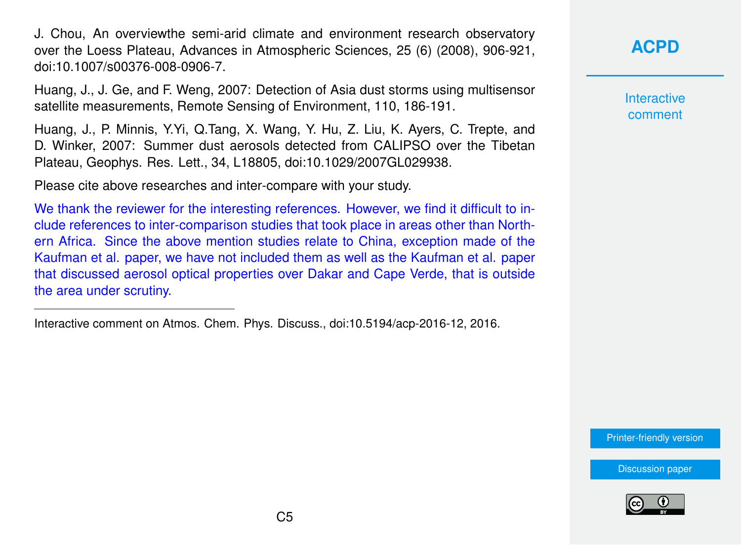J. Chou, An overviewthe semi-arid climate and environment research observatory over the Loess Plateau, Advances in Atmospheric Sciences, 25 (6) (2008), 906-921, doi:10.1007/s00376-008-0906-7.

Huang, J., J. Ge, and F. Weng, 2007: Detection of Asia dust storms using multisensor satellite measurements, Remote Sensing of Environment, 110, 186-191.

Huang, J., P. Minnis, Y.Yi, Q.Tang, X. Wang, Y. Hu, Z. Liu, K. Ayers, C. Trepte, and D. Winker, 2007: Summer dust aerosols detected from CALIPSO over the Tibetan Plateau, Geophys. Res. Lett., 34, L18805, doi:10.1029/2007GL029938.

Please cite above researches and inter-compare with your study.

We thank the reviewer for the interesting references. However, we find it difficult to include references to inter-comparison studies that took place in areas other than Northern Africa. Since the above mention studies relate to China, exception made of the Kaufman et al. paper, we have not included them as well as the Kaufman et al. paper that discussed aerosol optical properties over Dakar and Cape Verde, that is outside the area under scrutiny.

---

Interactive comment on Atmos. Chem. Phys. Discuss., doi:10.5194/acp-2016-12, 2016.